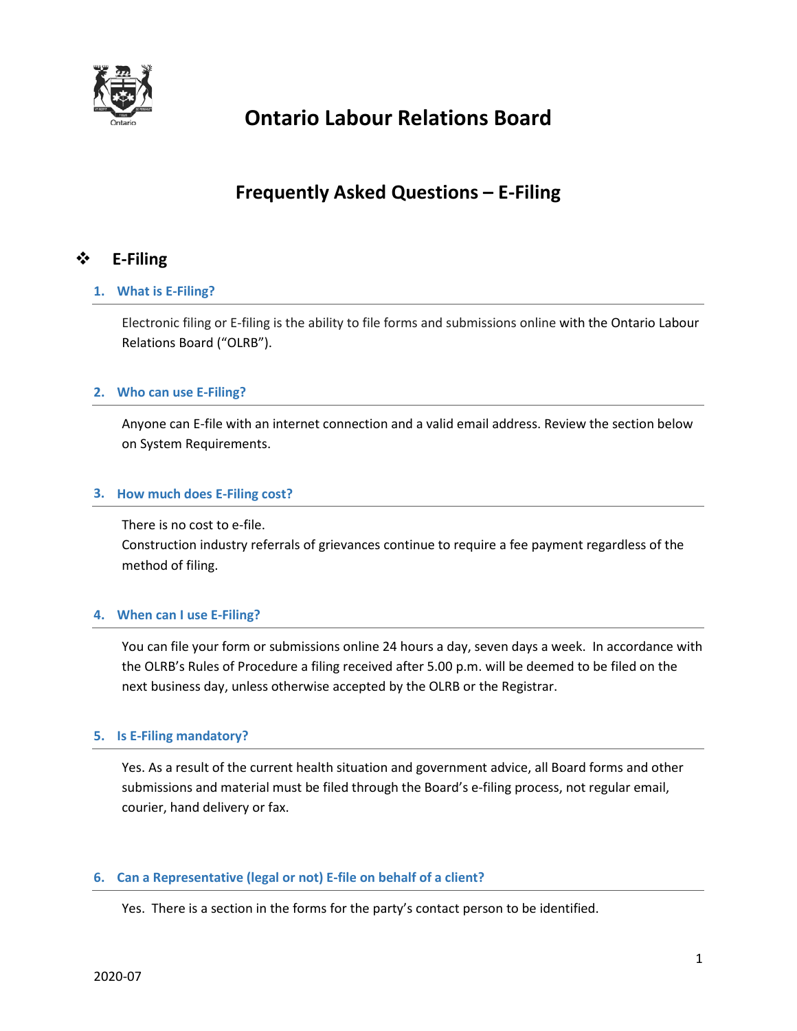# Ontario Labour Relations Board

## Frequently Asked Questions – E-Filing

### ❖ E-Filing

#### 1. What is E-Filing?

Electronic filing or E-filing is the ability to file forms and submissions online with the Ontario Labour Relations Board ("OLRB").

#### 2. Who can use E-Filing?

Anyone can E-file with an internet connection and a valid email address. Review the section below on System Requirements.

#### 3. How much does E-Filing cost?

There is no cost to e-file.
Construction industry referrals of grievances continue to require a fee payment regardless of the method of filing.

#### 4. When can I use E-Filing?

You can file your form or submissions online 24 hours a day, seven days a week. In accordance with the OLRB's Rules of Procedure a filing received after 5.00 p.m. will be deemed to be filed on the next business day, unless otherwise accepted by the OLRB or the Registrar.

#### 5. Is E-Filing mandatory?

Yes. As a result of the current health situation and government advice, all Board forms and other submissions and material must be filed through the Board's e-filing process, not regular email, courier, hand delivery or fax.

#### 6. Can a Representative (legal or not) E-file on behalf of a client?

Yes. There is a section in the forms for the party's contact person to be identified.

2020-07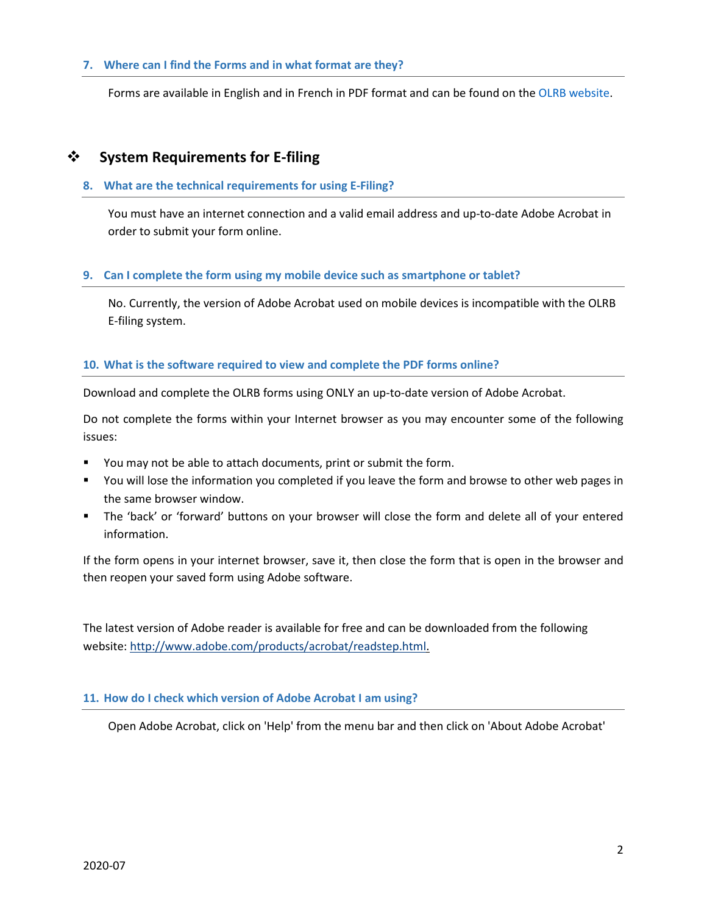### 7. Where can I find the Forms and in what format are they?

Forms are available in English and in French in PDF format and can be found on the OLRB website.

## ❖ System Requirements for E-filing

### 8. What are the technical requirements for using E-Filing?

You must have an internet connection and a valid email address and up-to-date Adobe Acrobat in order to submit your form online.

### 9. Can I complete the form using my mobile device such as smartphone or tablet?

No. Currently, the version of Adobe Acrobat used on mobile devices is incompatible with the OLRB E-filing system.

### 10. What is the software required to view and complete the PDF forms online?

Download and complete the OLRB forms using ONLY an up-to-date version of Adobe Acrobat.

Do not complete the forms within your Internet browser as you may encounter some of the following issues:

- You may not be able to attach documents, print or submit the form.
- You will lose the information you completed if you leave the form and browse to other web pages in the same browser window.
- The 'back' or 'forward' buttons on your browser will close the form and delete all of your entered information.

If the form opens in your internet browser, save it, then close the form that is open in the browser and then reopen your saved form using Adobe software.

The latest version of Adobe reader is available for free and can be downloaded from the following website: http://www.adobe.com/products/acrobat/readstep.html.

### 11. How do I check which version of Adobe Acrobat I am using?

Open Adobe Acrobat, click on 'Help' from the menu bar and then click on 'About Adobe Acrobat'

2020-07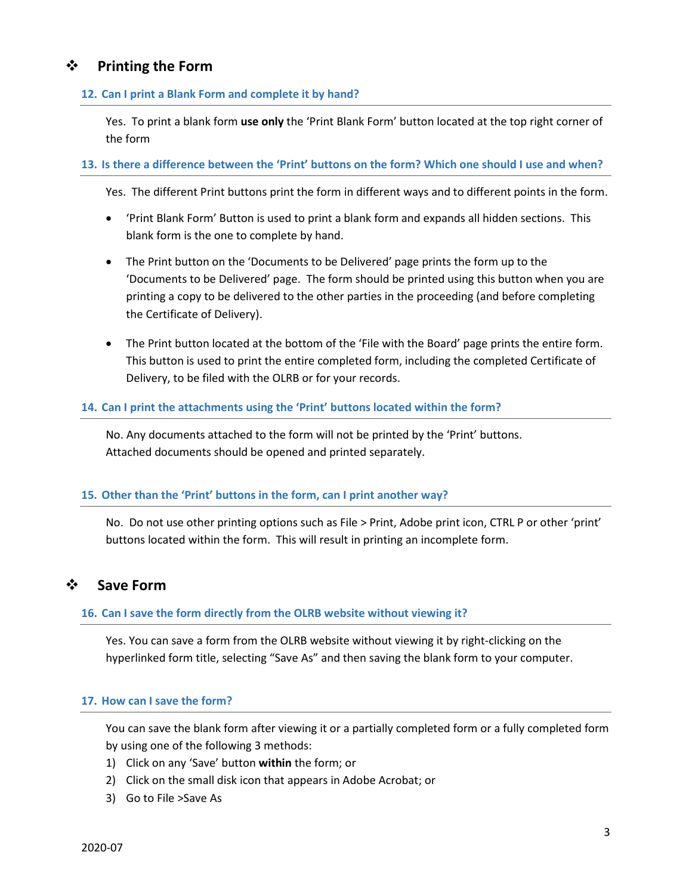## ❖ Printing the Form

### 12. Can I print a Blank Form and complete it by hand?

Yes. To print a blank form **use only** the 'Print Blank Form' button located at the top right corner of the form

### 13. Is there a difference between the 'Print' buttons on the form? Which one should I use and when?

Yes. The different Print buttons print the form in different ways and to different points in the form.

- 'Print Blank Form' Button is used to print a blank form and expands all hidden sections. This blank form is the one to complete by hand.
- The Print button on the 'Documents to be Delivered' page prints the form up to the 'Documents to be Delivered' page. The form should be printed using this button when you are printing a copy to be delivered to the other parties in the proceeding (and before completing the Certificate of Delivery).
- The Print button located at the bottom of the 'File with the Board' page prints the entire form. This button is used to print the entire completed form, including the completed Certificate of Delivery, to be filed with the OLRB or for your records.

### 14. Can I print the attachments using the 'Print' buttons located within the form?

No. Any documents attached to the form will not be printed by the 'Print' buttons.
Attached documents should be opened and printed separately.

### 15. Other than the 'Print' buttons in the form, can I print another way?

No. Do not use other printing options such as File > Print, Adobe print icon, CTRL P or other 'print' buttons located within the form. This will result in printing an incomplete form.

## ❖ Save Form

### 16. Can I save the form directly from the OLRB website without viewing it?

Yes. You can save a form from the OLRB website without viewing it by right-clicking on the hyperlinked form title, selecting "Save As" and then saving the blank form to your computer.

### 17. How can I save the form?

You can save the blank form after viewing it or a partially completed form or a fully completed form by using one of the following 3 methods:

1) Click on any 'Save' button **within** the form; or
2) Click on the small disk icon that appears in Adobe Acrobat; or
3) Go to File >Save As

2020-07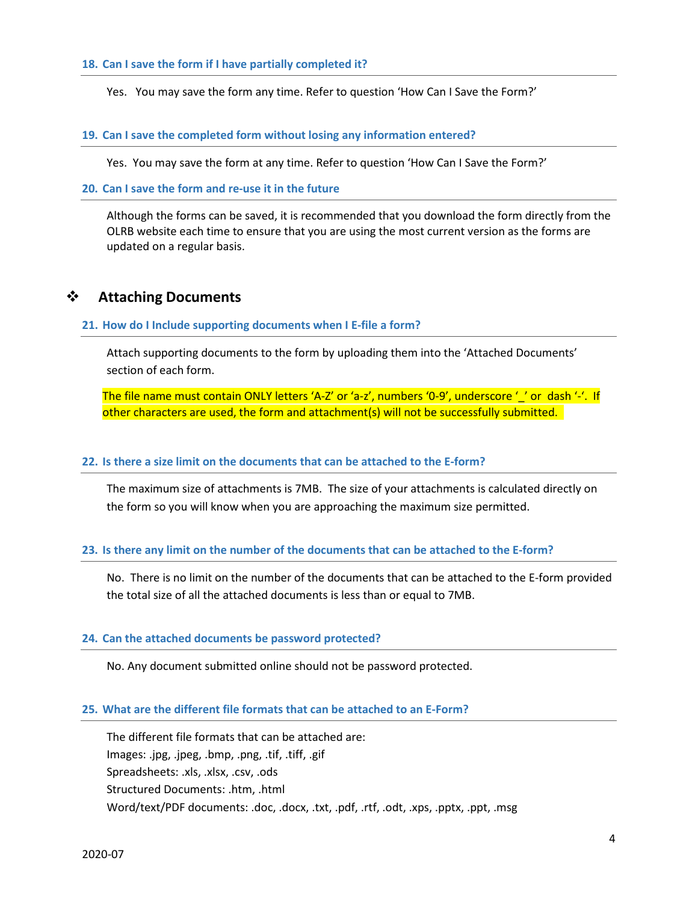### 18. Can I save the form if I have partially completed it?

Yes. You may save the form any time. Refer to question 'How Can I Save the Form?'

### 19. Can I save the completed form without losing any information entered?

Yes. You may save the form at any time. Refer to question 'How Can I Save the Form?'

### 20. Can I save the form and re-use it in the future

Although the forms can be saved, it is recommended that you download the form directly from the OLRB website each time to ensure that you are using the most current version as the forms are updated on a regular basis.

## Attaching Documents

### 21. How do I Include supporting documents when I E-file a form?

Attach supporting documents to the form by uploading them into the 'Attached Documents' section of each form.

The file name must contain ONLY letters 'A-Z' or 'a-z', numbers '0-9', underscore '_' or dash '-'. If other characters are used, the form and attachment(s) will not be successfully submitted.

### 22. Is there a size limit on the documents that can be attached to the E-form?

The maximum size of attachments is 7MB. The size of your attachments is calculated directly on the form so you will know when you are approaching the maximum size permitted.

### 23. Is there any limit on the number of the documents that can be attached to the E-form?

No. There is no limit on the number of the documents that can be attached to the E-form provided the total size of all the attached documents is less than or equal to 7MB.

### 24. Can the attached documents be password protected?

No. Any document submitted online should not be password protected.

### 25. What are the different file formats that can be attached to an E-Form?

The different file formats that can be attached are:
Images: .jpg, .jpeg, .bmp, .png, .tif, .tiff, .gif
Spreadsheets: .xls, .xlsx, .csv, .ods
Structured Documents: .htm, .html
Word/text/PDF documents: .doc, .docx, .txt, .pdf, .rtf, .odt, .xps, .pptx, .ppt, .msg

2020-07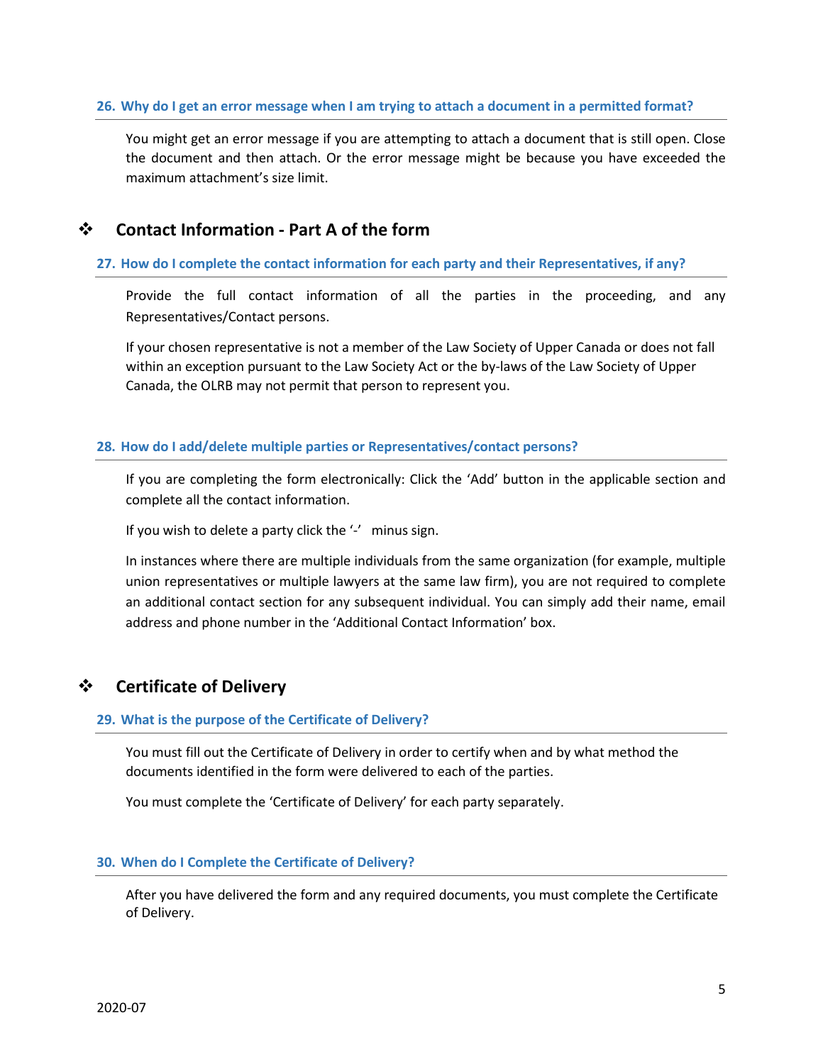### 26. Why do I get an error message when I am trying to attach a document in a permitted format?

You might get an error message if you are attempting to attach a document that is still open. Close the document and then attach. Or the error message might be because you have exceeded the maximum attachment's size limit.

## ❖ Contact Information - Part A of the form

### 27. How do I complete the contact information for each party and their Representatives, if any?

Provide the full contact information of all the parties in the proceeding, and any Representatives/Contact persons.

If your chosen representative is not a member of the Law Society of Upper Canada or does not fall within an exception pursuant to the Law Society Act or the by-laws of the Law Society of Upper Canada, the OLRB may not permit that person to represent you.

### 28. How do I add/delete multiple parties or Representatives/contact persons?

If you are completing the form electronically: Click the 'Add' button in the applicable section and complete all the contact information.

If you wish to delete a party click the '-' minus sign.

In instances where there are multiple individuals from the same organization (for example, multiple union representatives or multiple lawyers at the same law firm), you are not required to complete an additional contact section for any subsequent individual. You can simply add their name, email address and phone number in the 'Additional Contact Information' box.

## ❖ Certificate of Delivery

### 29. What is the purpose of the Certificate of Delivery?

You must fill out the Certificate of Delivery in order to certify when and by what method the documents identified in the form were delivered to each of the parties.

You must complete the 'Certificate of Delivery' for each party separately.

### 30. When do I Complete the Certificate of Delivery?

After you have delivered the form and any required documents, you must complete the Certificate of Delivery.

2020-07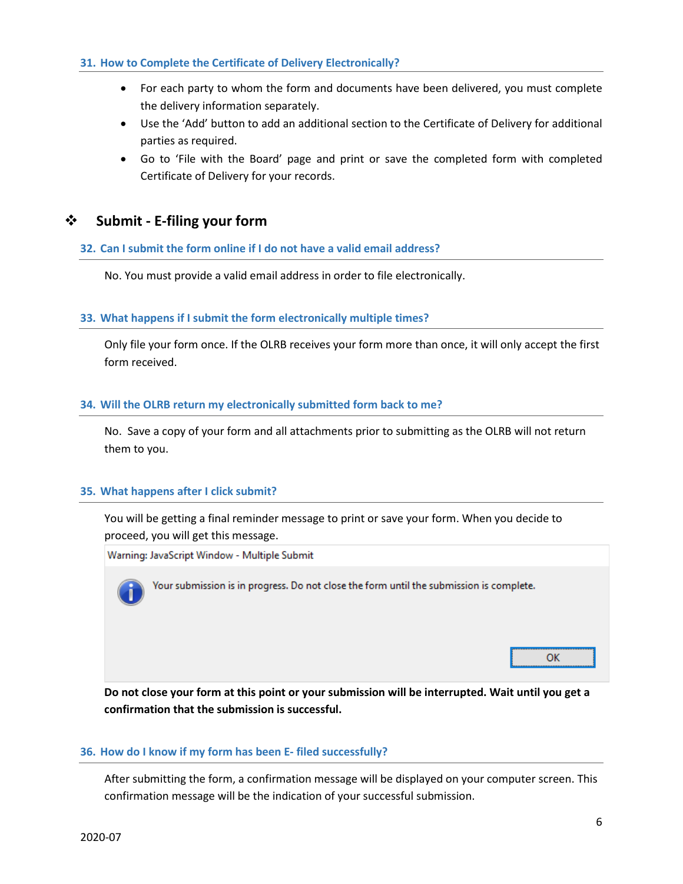### 31. How to Complete the Certificate of Delivery Electronically?

- For each party to whom the form and documents have been delivered, you must complete the delivery information separately.
- Use the 'Add' button to add an additional section to the Certificate of Delivery for additional parties as required.
- Go to 'File with the Board' page and print or save the completed form with completed Certificate of Delivery for your records.

## ❖ Submit - E-filing your form

### 32. Can I submit the form online if I do not have a valid email address?

No. You must provide a valid email address in order to file electronically.

### 33. What happens if I submit the form electronically multiple times?

Only file your form once. If the OLRB receives your form more than once, it will only accept the first form received.

### 34. Will the OLRB return my electronically submitted form back to me?

No. Save a copy of your form and all attachments prior to submitting as the OLRB will not return them to you.

### 35. What happens after I click submit?

You will be getting a final reminder message to print or save your form. When you decide to proceed, you will get this message.

Warning: JavaScript Window - Multiple Submit

Your submission is in progress. Do not close the form until the submission is complete.

OK

**Do not close your form at this point or your submission will be interrupted. Wait until you get a confirmation that the submission is successful.**

### 36. How do I know if my form has been E- filed successfully?

After submitting the form, a confirmation message will be displayed on your computer screen. This confirmation message will be the indication of your successful submission.

2020-07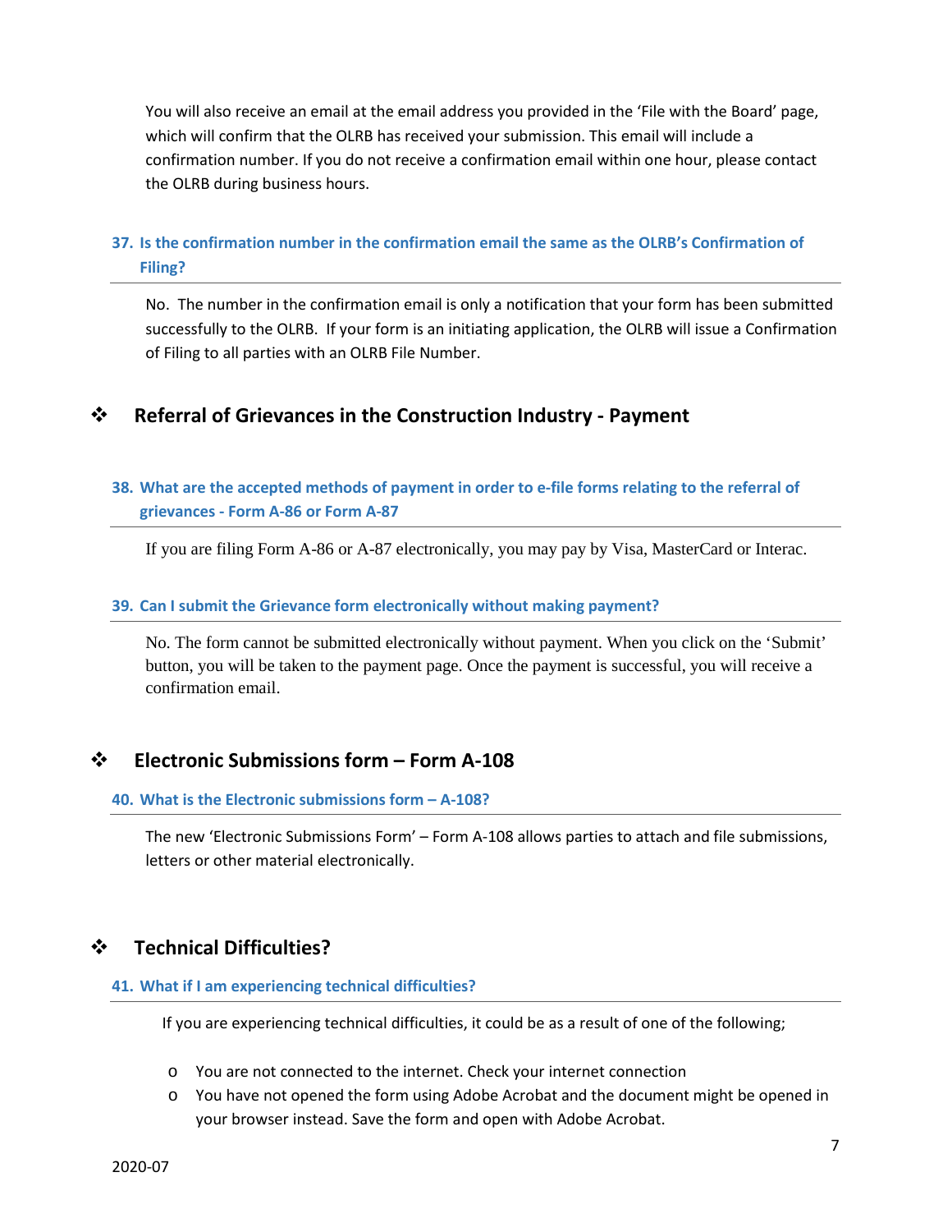You will also receive an email at the email address you provided in the 'File with the Board' page, which will confirm that the OLRB has received your submission. This email will include a confirmation number. If you do not receive a confirmation email within one hour, please contact the OLRB during business hours.

### 37. Is the confirmation number in the confirmation email the same as the OLRB's Confirmation of Filing?

No. The number in the confirmation email is only a notification that your form has been submitted successfully to the OLRB. If your form is an initiating application, the OLRB will issue a Confirmation of Filing to all parties with an OLRB File Number.

## ❖ Referral of Grievances in the Construction Industry - Payment

### 38. What are the accepted methods of payment in order to e-file forms relating to the referral of grievances - Form A-86 or Form A-87

If you are filing Form A-86 or A-87 electronically, you may pay by Visa, MasterCard or Interac.

### 39. Can I submit the Grievance form electronically without making payment?

No. The form cannot be submitted electronically without payment. When you click on the 'Submit' button, you will be taken to the payment page. Once the payment is successful, you will receive a confirmation email.

## ❖ Electronic Submissions form – Form A-108

### 40. What is the Electronic submissions form – A-108?

The new 'Electronic Submissions Form' – Form A-108 allows parties to attach and file submissions, letters or other material electronically.

## ❖ Technical Difficulties?

### 41. What if I am experiencing technical difficulties?

If you are experiencing technical difficulties, it could be as a result of one of the following;

- You are not connected to the internet. Check your internet connection
- You have not opened the form using Adobe Acrobat and the document might be opened in your browser instead. Save the form and open with Adobe Acrobat.

2020-07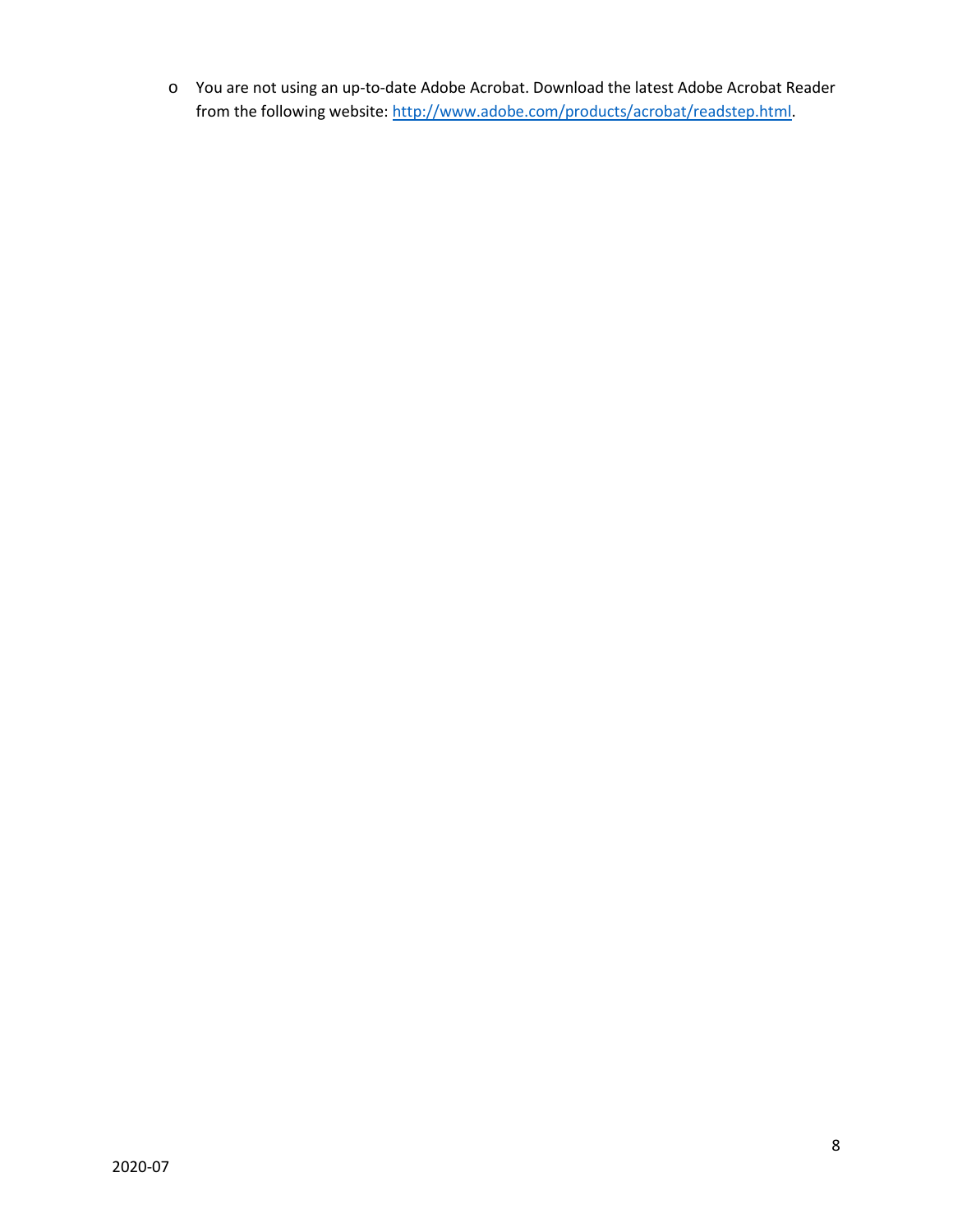- You are not using an up-to-date Adobe Acrobat. Download the latest Adobe Acrobat Reader from the following website: [http://www.adobe.com/products/acrobat/readstep.html](http://www.adobe.com/products/acrobat/readstep.html).

2020-07